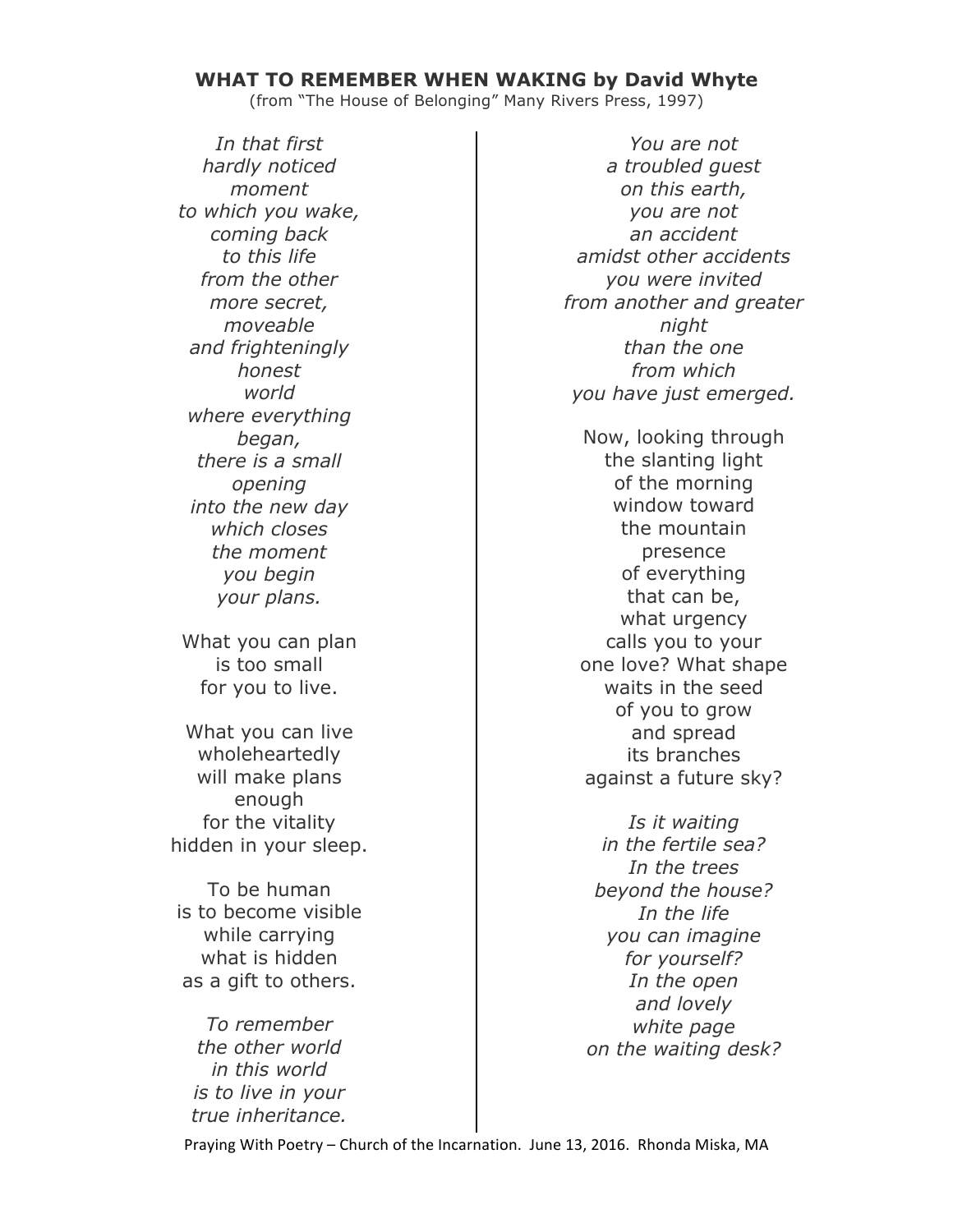**WHAT TO REMEMBER WHEN WAKING by David Whyte**

(from "The House of Belonging" Many Rivers Press, 1997)

*In that first*  
*hardly noticed*  
*moment*  
*to which you wake,*  
*coming back*  
*to this life*  
*from the other*  
*more secret,*  
*moveable*  
*and frighteningly*  
*honest*  
*world*  
*where everything*  
*began,*  
*there is a small*  
*opening*  
*into the new day*  
*which closes*  
*the moment*  
*you begin*  
*your plans.*

What you can plan  
is too small  
for you to live.

What you can live  
wholeheartedly  
will make plans  
enough  
for the vitality  
hidden in your sleep.

To be human  
is to become visible  
while carrying  
what is hidden  
as a gift to others.

*To remember*  
*the other world*  
*in this world*  
*is to live in your*  
*true inheritance.*

*You are not*  
*a troubled guest*  
*on this earth,*  
*you are not*  
*an accident*  
*amidst other accidents*  
*you were invited*  
*from another and greater*  
*night*  
*than the one*  
*from which*  
*you have just emerged.*

Now, looking through  
the slanting light  
of the morning  
window toward  
the mountain  
presence  
of everything  
that can be,  
what urgency  
calls you to your  
one love? What shape  
waits in the seed  
of you to grow  
and spread  
its branches  
against a future sky?

*Is it waiting*  
*in the fertile sea?*  
*In the trees*  
*beyond the house?*  
*In the life*  
*you can imagine*  
*for yourself?*  
*In the open*  
*and lovely*  
*white page*  
*on the waiting desk?*

Praying With Poetry – Church of the Incarnation. June 13, 2016. Rhonda Miska, MA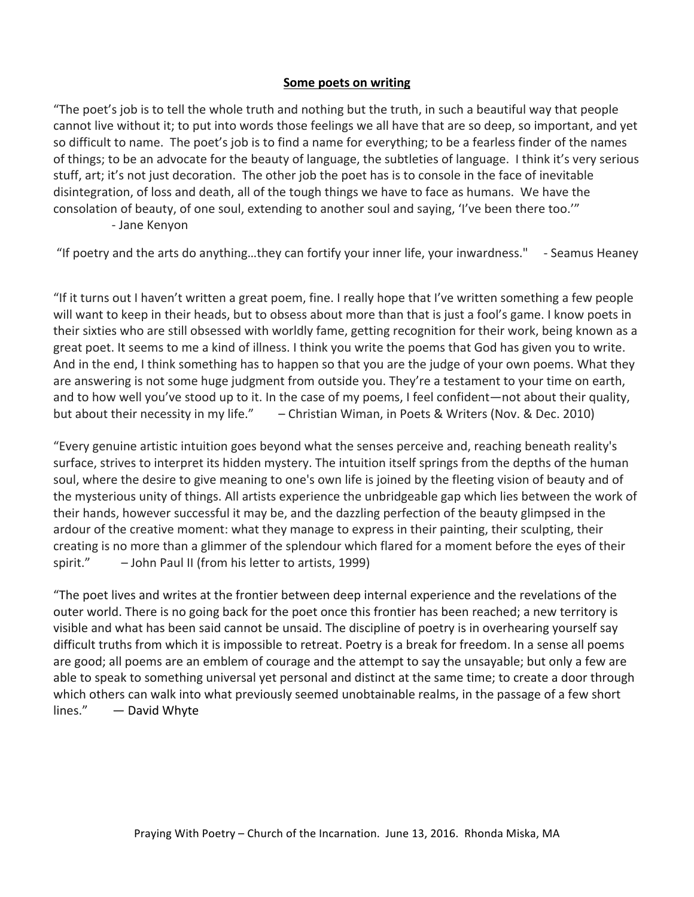## Some poets on writing

"The poet's job is to tell the whole truth and nothing but the truth, in such a beautiful way that people cannot live without it; to put into words those feelings we all have that are so deep, so important, and yet so difficult to name. The poet's job is to find a name for everything; to be a fearless finder of the names of things; to be an advocate for the beauty of language, the subtleties of language. I think it's very serious stuff, art; it's not just decoration. The other job the poet has is to console in the face of inevitable disintegration, of loss and death, all of the tough things we have to face as humans. We have the consolation of beauty, of one soul, extending to another soul and saying, 'I've been there too.'"
- Jane Kenyon

"If poetry and the arts do anything…they can fortify your inner life, your inwardness." - Seamus Heaney

"If it turns out I haven't written a great poem, fine. I really hope that I've written something a few people will want to keep in their heads, but to obsess about more than that is just a fool's game. I know poets in their sixties who are still obsessed with worldly fame, getting recognition for their work, being known as a great poet. It seems to me a kind of illness. I think you write the poems that God has given you to write. And in the end, I think something has to happen so that you are the judge of your own poems. What they are answering is not some huge judgment from outside you. They're a testament to your time on earth, and to how well you've stood up to it. In the case of my poems, I feel confident—not about their quality, but about their necessity in my life." – Christian Wiman, in Poets & Writers (Nov. & Dec. 2010)

"Every genuine artistic intuition goes beyond what the senses perceive and, reaching beneath reality's surface, strives to interpret its hidden mystery. The intuition itself springs from the depths of the human soul, where the desire to give meaning to one's own life is joined by the fleeting vision of beauty and of the mysterious unity of things. All artists experience the unbridgeable gap which lies between the work of their hands, however successful it may be, and the dazzling perfection of the beauty glimpsed in the ardour of the creative moment: what they manage to express in their painting, their sculpting, their creating is no more than a glimmer of the splendour which flared for a moment before the eyes of their spirit." – John Paul II (from his letter to artists, 1999)

"The poet lives and writes at the frontier between deep internal experience and the revelations of the outer world. There is no going back for the poet once this frontier has been reached; a new territory is visible and what has been said cannot be unsaid. The discipline of poetry is in overhearing yourself say difficult truths from which it is impossible to retreat. Poetry is a break for freedom. In a sense all poems are good; all poems are an emblem of courage and the attempt to say the unsayable; but only a few are able to speak to something universal yet personal and distinct at the same time; to create a door through which others can walk into what previously seemed unobtainable realms, in the passage of a few short lines." — David Whyte

Praying With Poetry – Church of the Incarnation. June 13, 2016. Rhonda Miska, MA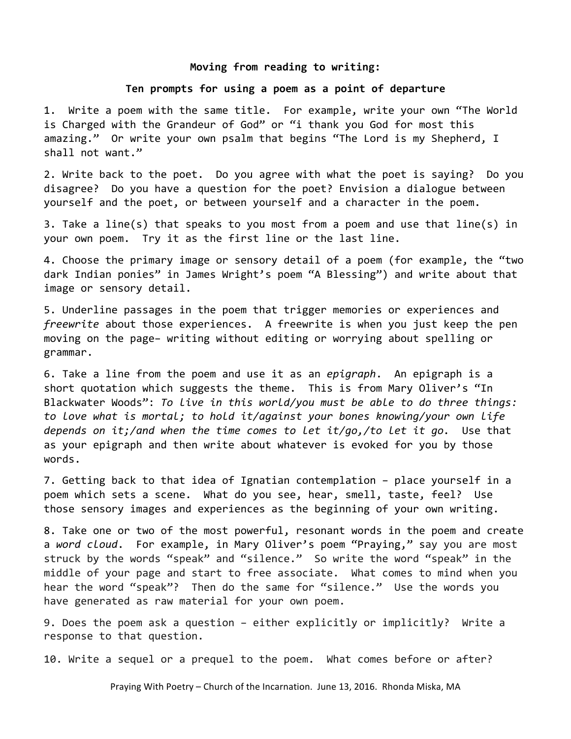**Moving from reading to writing:**

**Ten prompts for using a poem as a point of departure**

1. Write a poem with the same title. For example, write your own "The World is Charged with the Grandeur of God" or "i thank you God for most this amazing." Or write your own psalm that begins "The Lord is my Shepherd, I shall not want."

2. Write back to the poet. Do you agree with what the poet is saying? Do you disagree? Do you have a question for the poet? Envision a dialogue between yourself and the poet, or between yourself and a character in the poem.

3. Take a line(s) that speaks to you most from a poem and use that line(s) in your own poem. Try it as the first line or the last line.

4. Choose the primary image or sensory detail of a poem (for example, the "two dark Indian ponies" in James Wright's poem "A Blessing") and write about that image or sensory detail.

5. Underline passages in the poem that trigger memories or experiences and *freewrite* about those experiences. A freewrite is when you just keep the pen moving on the page– writing without editing or worrying about spelling or grammar.

6. Take a line from the poem and use it as an *epigraph*. An epigraph is a short quotation which suggests the theme. This is from Mary Oliver's "In Blackwater Woods": *To live in this world/you must be able to do three things: to love what is mortal; to hold it/against your bones knowing/your own life depends on it;/and when the time comes to let it/go,/to let it go*. Use that as your epigraph and then write about whatever is evoked for you by those words.

7. Getting back to that idea of Ignatian contemplation – place yourself in a poem which sets a scene. What do you see, hear, smell, taste, feel? Use those sensory images and experiences as the beginning of your own writing.

8. Take one or two of the most powerful, resonant words in the poem and create a *word cloud*. For example, in Mary Oliver's poem "Praying," say you are most struck by the words "speak" and "silence." So write the word "speak" in the middle of your page and start to free associate. What comes to mind when you hear the word "speak"? Then do the same for "silence." Use the words you have generated as raw material for your own poem.

9. Does the poem ask a question – either explicitly or implicitly? Write a response to that question.

10. Write a sequel or a prequel to the poem. What comes before or after?

Praying With Poetry – Church of the Incarnation. June 13, 2016. Rhonda Miska, MA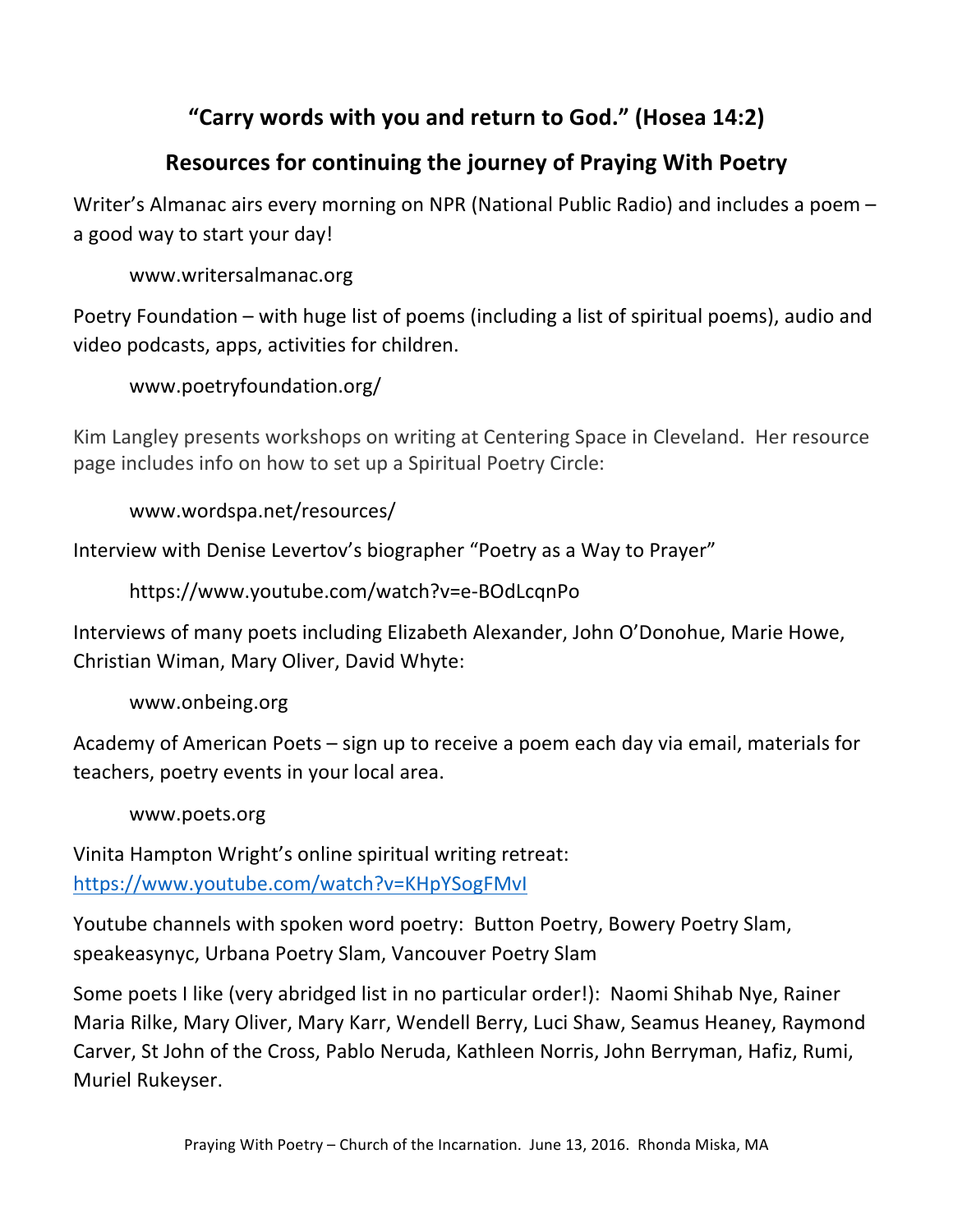## "Carry words with you and return to God." (Hosea 14:2)

## Resources for continuing the journey of Praying With Poetry

Writer's Almanac airs every morning on NPR (National Public Radio) and includes a poem – a good way to start your day!

www.writersalmanac.org

Poetry Foundation – with huge list of poems (including a list of spiritual poems), audio and video podcasts, apps, activities for children.

www.poetryfoundation.org/

Kim Langley presents workshops on writing at Centering Space in Cleveland. Her resource page includes info on how to set up a Spiritual Poetry Circle:

www.wordspa.net/resources/

Interview with Denise Levertov's biographer "Poetry as a Way to Prayer"

https://www.youtube.com/watch?v=e-BOdLcqnPo

Interviews of many poets including Elizabeth Alexander, John O'Donohue, Marie Howe, Christian Wiman, Mary Oliver, David Whyte:

www.onbeing.org

Academy of American Poets – sign up to receive a poem each day via email, materials for teachers, poetry events in your local area.

www.poets.org

Vinita Hampton Wright's online spiritual writing retreat:
https://www.youtube.com/watch?v=KHpYSogFMvI

Youtube channels with spoken word poetry: Button Poetry, Bowery Poetry Slam, speakeasynyc, Urbana Poetry Slam, Vancouver Poetry Slam

Some poets I like (very abridged list in no particular order!): Naomi Shihab Nye, Rainer Maria Rilke, Mary Oliver, Mary Karr, Wendell Berry, Luci Shaw, Seamus Heaney, Raymond Carver, St John of the Cross, Pablo Neruda, Kathleen Norris, John Berryman, Hafiz, Rumi, Muriel Rukeyser.

Praying With Poetry – Church of the Incarnation. June 13, 2016. Rhonda Miska, MA